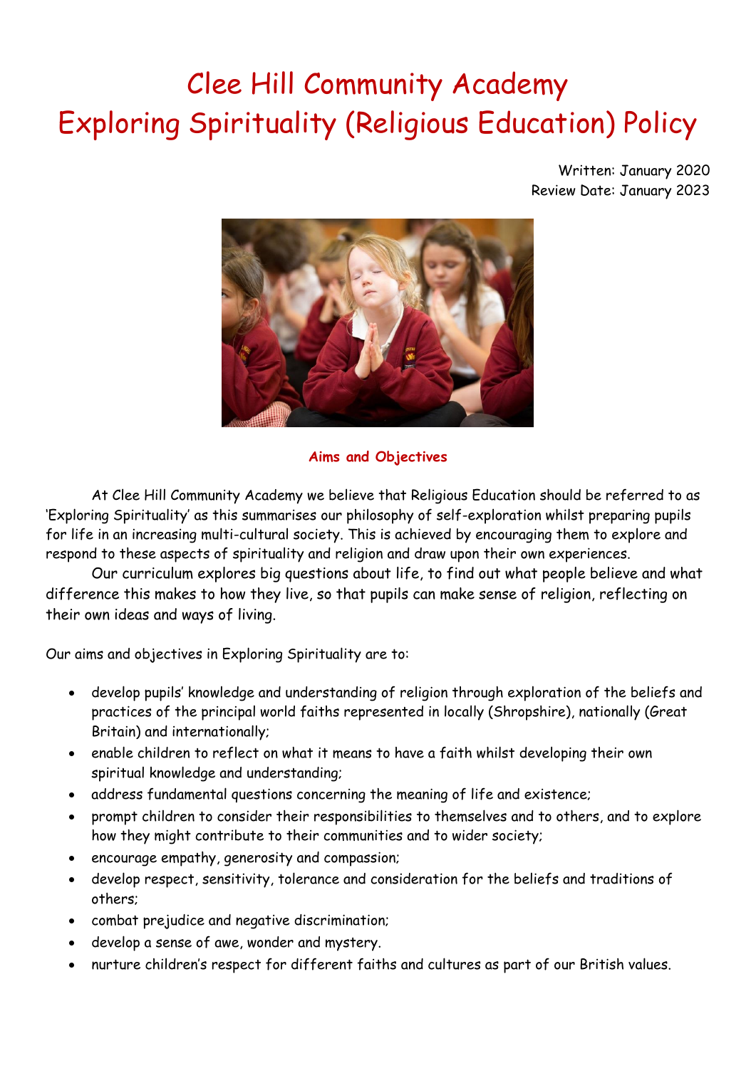# Clee Hill Community Academy
# Exploring Spirituality (Religious Education) Policy

Written: January 2020
Review Date: January 2023

**Aims and Objectives**

At Clee Hill Community Academy we believe that Religious Education should be referred to as 'Exploring Spirituality' as this summarises our philosophy of self-exploration whilst preparing pupils for life in an increasing multi-cultural society. This is achieved by encouraging them to explore and respond to these aspects of spirituality and religion and draw upon their own experiences.

Our curriculum explores big questions about life, to find out what people believe and what difference this makes to how they live, so that pupils can make sense of religion, reflecting on their own ideas and ways of living.

Our aims and objectives in Exploring Spirituality are to:

- develop pupils' knowledge and understanding of religion through exploration of the beliefs and practices of the principal world faiths represented in locally (Shropshire), nationally (Great Britain) and internationally;
- enable children to reflect on what it means to have a faith whilst developing their own spiritual knowledge and understanding;
- address fundamental questions concerning the meaning of life and existence;
- prompt children to consider their responsibilities to themselves and to others, and to explore how they might contribute to their communities and to wider society;
- encourage empathy, generosity and compassion;
- develop respect, sensitivity, tolerance and consideration for the beliefs and traditions of others;
- combat prejudice and negative discrimination;
- develop a sense of awe, wonder and mystery.
- nurture children's respect for different faiths and cultures as part of our British values.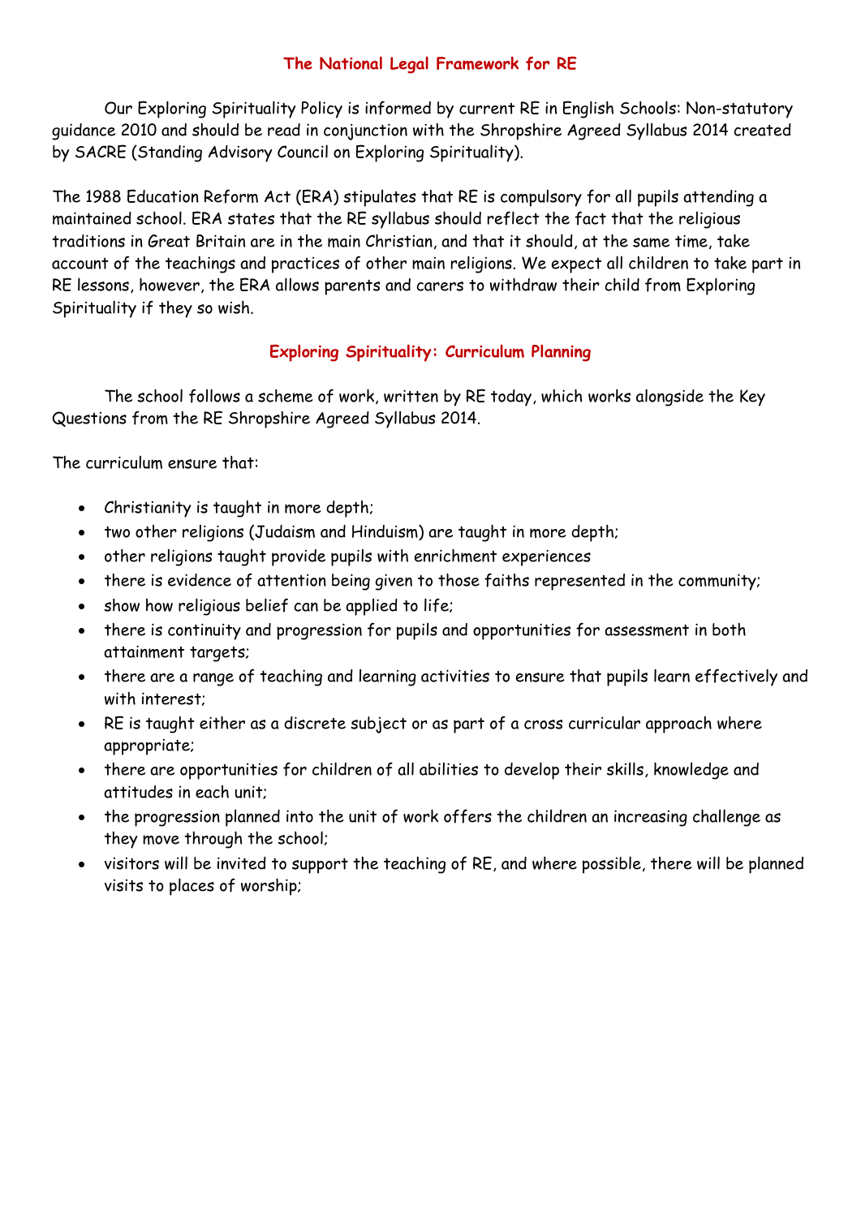## The National Legal Framework for RE

Our Exploring Spirituality Policy is informed by current RE in English Schools: Non-statutory guidance 2010 and should be read in conjunction with the Shropshire Agreed Syllabus 2014 created by SACRE (Standing Advisory Council on Exploring Spirituality).

The 1988 Education Reform Act (ERA) stipulates that RE is compulsory for all pupils attending a maintained school. ERA states that the RE syllabus should reflect the fact that the religious traditions in Great Britain are in the main Christian, and that it should, at the same time, take account of the teachings and practices of other main religions. We expect all children to take part in RE lessons, however, the ERA allows parents and carers to withdraw their child from Exploring Spirituality if they so wish.

## Exploring Spirituality: Curriculum Planning

The school follows a scheme of work, written by RE today, which works alongside the Key Questions from the RE Shropshire Agreed Syllabus 2014.

The curriculum ensure that:

- Christianity is taught in more depth;
- two other religions (Judaism and Hinduism) are taught in more depth;
- other religions taught provide pupils with enrichment experiences
- there is evidence of attention being given to those faiths represented in the community;
- show how religious belief can be applied to life;
- there is continuity and progression for pupils and opportunities for assessment in both attainment targets;
- there are a range of teaching and learning activities to ensure that pupils learn effectively and with interest;
- RE is taught either as a discrete subject or as part of a cross curricular approach where appropriate;
- there are opportunities for children of all abilities to develop their skills, knowledge and attitudes in each unit;
- the progression planned into the unit of work offers the children an increasing challenge as they move through the school;
- visitors will be invited to support the teaching of RE, and where possible, there will be planned visits to places of worship;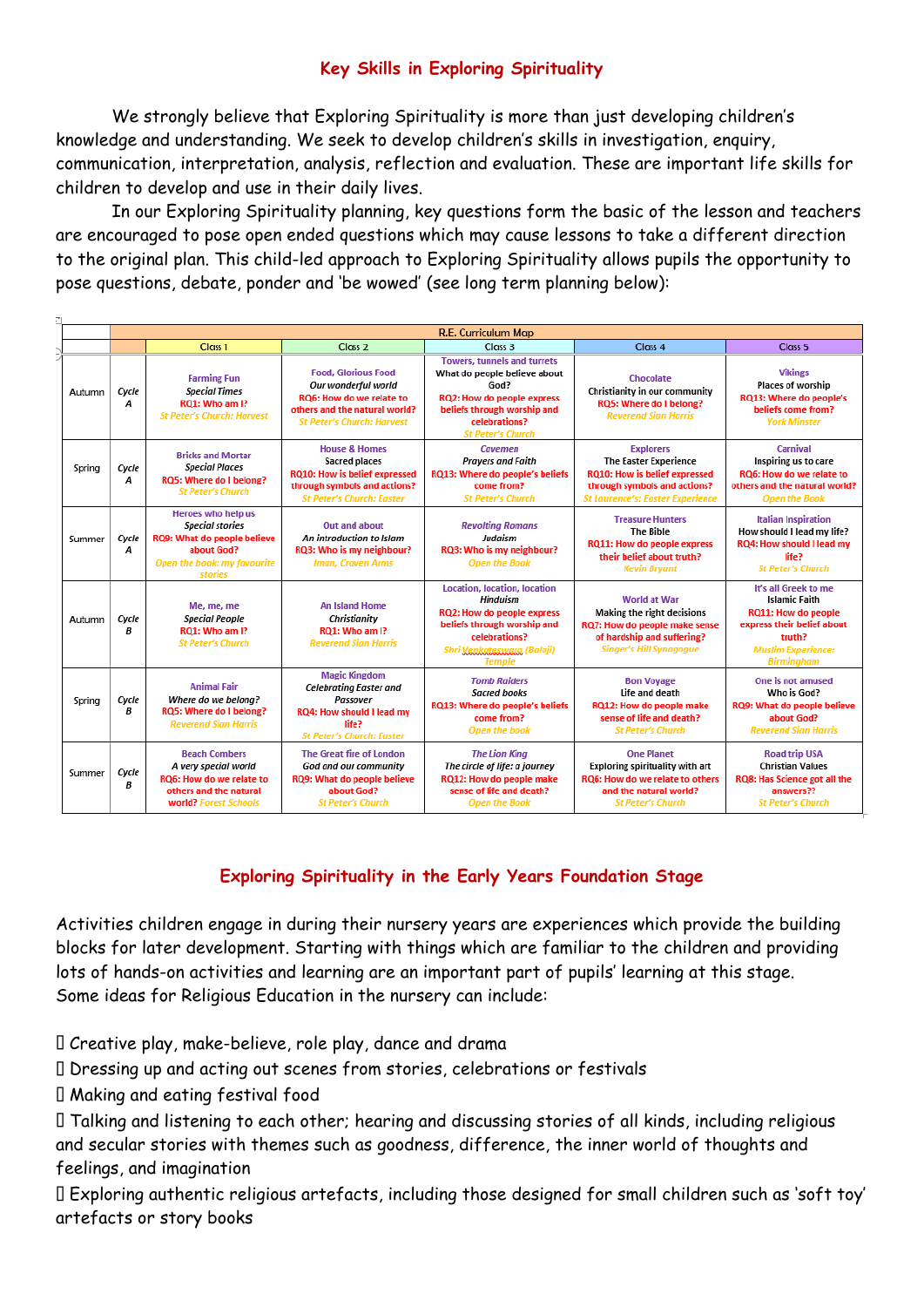## Key Skills in Exploring Spirituality

We strongly believe that Exploring Spirituality is more than just developing children's knowledge and understanding. We seek to develop children's skills in investigation, enquiry, communication, interpretation, analysis, reflection and evaluation. These are important life skills for children to develop and use in their daily lives.

In our Exploring Spirituality planning, key questions form the basic of the lesson and teachers are encouraged to pose open ended questions which may cause lessons to take a different direction to the original plan. This child-led approach to Exploring Spirituality allows pupils the opportunity to pose questions, debate, ponder and 'be wowed' (see long term planning below):

| R.E. Curriculum Map | | | | | | |
|---|---|---|---|---|---|---|
| | | Class 1 | Class 2 | Class 3 | Class 4 | Class 5 |
| Autumn | Cycle A | Farming Fun<br>*Special Times*<br>RQ1: Who am I?<br>*St Peter's Church: Harvest* | Food, Glorious Food<br>*Our wonderful world*<br>RQ6: How do we relate to others and the natural world?<br>*St Peter's Church: Harvest* | Towers, tunnels and turrets<br>What do people believe about God?<br>RQ2: How do people express beliefs through worship and celebrations?<br>*St Peter's Church* | Chocolate<br>Christianity in our community<br>RQ5: Where do I belong?<br>*Reverend Sian Harris* | Vikings<br>Places of worship<br>RQ13: Where do people's beliefs come from?<br>*York Minster* |
| Spring | Cycle A | Bricks and Mortar<br>*Special Places*<br>RQ5: Where do I belong?<br>*St Peter's Church* | House & Homes<br>Sacred places<br>RQ10: How is belief expressed through symbols and actions?<br>*St Peter's Church: Easter* | *Cavemen*<br>*Prayers and Faith*<br>RQ13: Where do people's beliefs come from?<br>*St Peter's Church* | Explorers<br>The Easter Experience<br>RQ10: How is belief expressed through symbols and actions?<br>*St Laurence's: Easter Experience* | Carnival<br>Inspiring us to care<br>RQ6: How do we relate to others and the natural world?<br>*Open the Book* |
| Summer | Cycle A | Heroes who help us<br>*Special stories*<br>RQ9: What do people believe about God?<br>*Open the book: my favourite stories* | Out and about<br>*An introduction to Islam*<br>RQ3: Who is my neighbour?<br>*Iman, Craven Arms* | *Revolting Romans*<br>*Judaism*<br>RQ3: Who is my neighbour?<br>*Open the Book* | Treasure Hunters<br>The Bible<br>RQ11: How do people express their belief about truth?<br>*Kevin Bryant* | Italian Inspiration<br>How should I lead my life?<br>RQ4: How should I lead my life?<br>*St Peter's Church* |
| Autumn | Cycle B | Me, me, me<br>*Special People*<br>RQ1: Who am I?<br>*St Peter's Church* | An Island Home<br>*Christianity*<br>RQ1: Who am I?<br>*Reverend Sian Harris* | Location, location, location<br>*Hinduism*<br>RQ2: How do people express beliefs through worship and celebrations?<br>*Shri Venkateswara (Balaji) Temple* | World at War<br>Making the right decisions<br>RQ7: How do people make sense of hardship and suffering?<br>*Singer's Hill Synagogue* | It's all Greek to me<br>Islamic Faith<br>RQ11: How do people express their belief about truth?<br>*Muslim Experience: Birmingham* |
| Spring | Cycle B | Animal Fair<br>*Where do we belong?*<br>RQ5: Where do I belong?<br>*Reverend Sian Harris* | Magic Kingdom<br>*Celebrating Easter and Passover*<br>RQ4: How should I lead my life?<br>*St Peter's Church: Easter* | *Tomb Raiders*<br>*Sacred books*<br>RQ13: Where do people's beliefs come from?<br>*Open the book* | Bon Voyage<br>Life and death<br>RQ12: How do people make sense of life and death?<br>*St Peter's Church* | One is not amused<br>Who is God?<br>RQ9: What do people believe about God?<br>*Reverend Sian Harris* |
| Summer | Cycle B | Beach Combers<br>*A very special world*<br>RQ6: How do we relate to others and the natural world? *Forest Schools* | The Great fire of London<br>*God and our community*<br>RQ9: What do people believe about God?<br>*St Peter's Church* | *The Lion King*<br>*The circle of life: a journey*<br>RQ12: How do people make sense of life and death?<br>*Open the Book* | One Planet<br>Exploring spirituality with art<br>RQ6: How do we relate to others and the natural world?<br>*St Peter's Church* | Road trip USA<br>Christian Values<br>RQ8: Has Science got all the answers??<br>*St Peter's Church* |

## Exploring Spirituality in the Early Years Foundation Stage

Activities children engage in during their nursery years are experiences which provide the building blocks for later development. Starting with things which are familiar to the children and providing lots of hands-on activities and learning are an important part of pupils' learning at this stage. Some ideas for Religious Education in the nursery can include:

- Creative play, make-believe, role play, dance and drama
- Dressing up and acting out scenes from stories, celebrations or festivals
- Making and eating festival food
- Talking and listening to each other; hearing and discussing stories of all kinds, including religious and secular stories with themes such as goodness, difference, the inner world of thoughts and feelings, and imagination
- Exploring authentic religious artefacts, including those designed for small children such as 'soft toy' artefacts or story books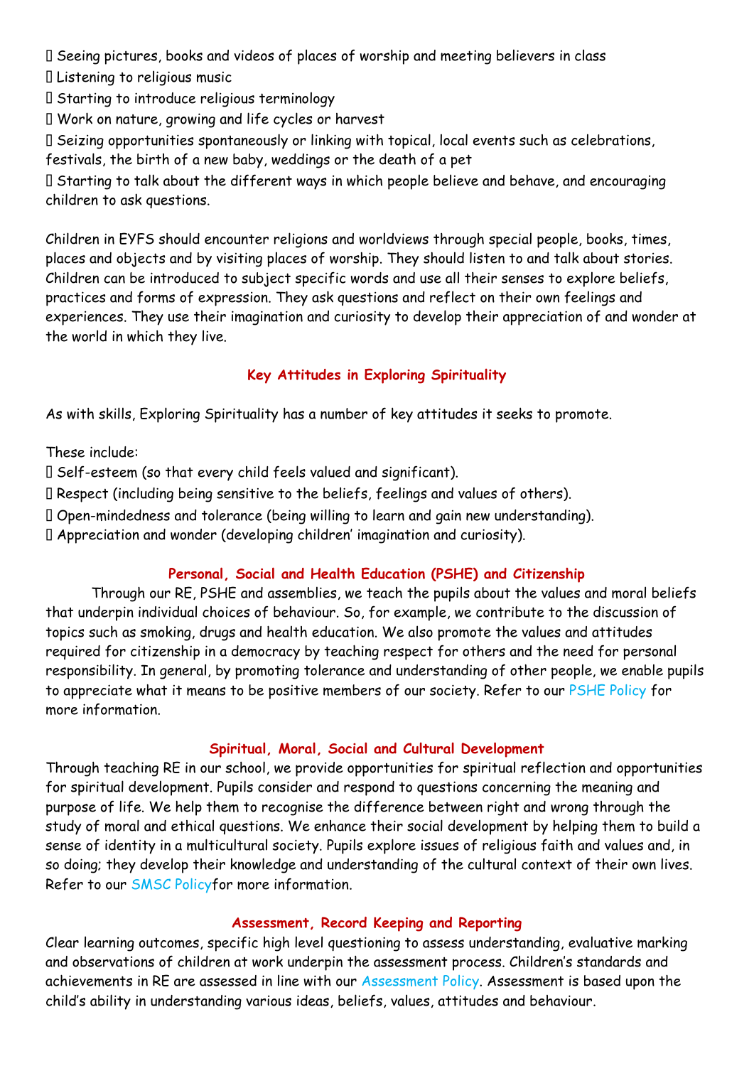- Seeing pictures, books and videos of places of worship and meeting believers in class
- Listening to religious music
- Starting to introduce religious terminology
- Work on nature, growing and life cycles or harvest
- Seizing opportunities spontaneously or linking with topical, local events such as celebrations, festivals, the birth of a new baby, weddings or the death of a pet
- Starting to talk about the different ways in which people believe and behave, and encouraging children to ask questions.

Children in EYFS should encounter religions and worldviews through special people, books, times, places and objects and by visiting places of worship. They should listen to and talk about stories. Children can be introduced to subject specific words and use all their senses to explore beliefs, practices and forms of expression. They ask questions and reflect on their own feelings and experiences. They use their imagination and curiosity to develop their appreciation of and wonder at the world in which they live.

## Key Attitudes in Exploring Spirituality

As with skills, Exploring Spirituality has a number of key attitudes it seeks to promote.

These include:

- Self-esteem (so that every child feels valued and significant).
- Respect (including being sensitive to the beliefs, feelings and values of others).
- Open-mindedness and tolerance (being willing to learn and gain new understanding).
- Appreciation and wonder (developing children' imagination and curiosity).

## Personal, Social and Health Education (PSHE) and Citizenship

Through our RE, PSHE and assemblies, we teach the pupils about the values and moral beliefs that underpin individual choices of behaviour. So, for example, we contribute to the discussion of topics such as smoking, drugs and health education. We also promote the values and attitudes required for citizenship in a democracy by teaching respect for others and the need for personal responsibility. In general, by promoting tolerance and understanding of other people, we enable pupils to appreciate what it means to be positive members of our society. Refer to our PSHE Policy for more information.

## Spiritual, Moral, Social and Cultural Development

Through teaching RE in our school, we provide opportunities for spiritual reflection and opportunities for spiritual development. Pupils consider and respond to questions concerning the meaning and purpose of life. We help them to recognise the difference between right and wrong through the study of moral and ethical questions. We enhance their social development by helping them to build a sense of identity in a multicultural society. Pupils explore issues of religious faith and values and, in so doing; they develop their knowledge and understanding of the cultural context of their own lives. Refer to our SMSC Policyfor more information.

## Assessment, Record Keeping and Reporting

Clear learning outcomes, specific high level questioning to assess understanding, evaluative marking and observations of children at work underpin the assessment process. Children's standards and achievements in RE are assessed in line with our Assessment Policy. Assessment is based upon the child's ability in understanding various ideas, beliefs, values, attitudes and behaviour.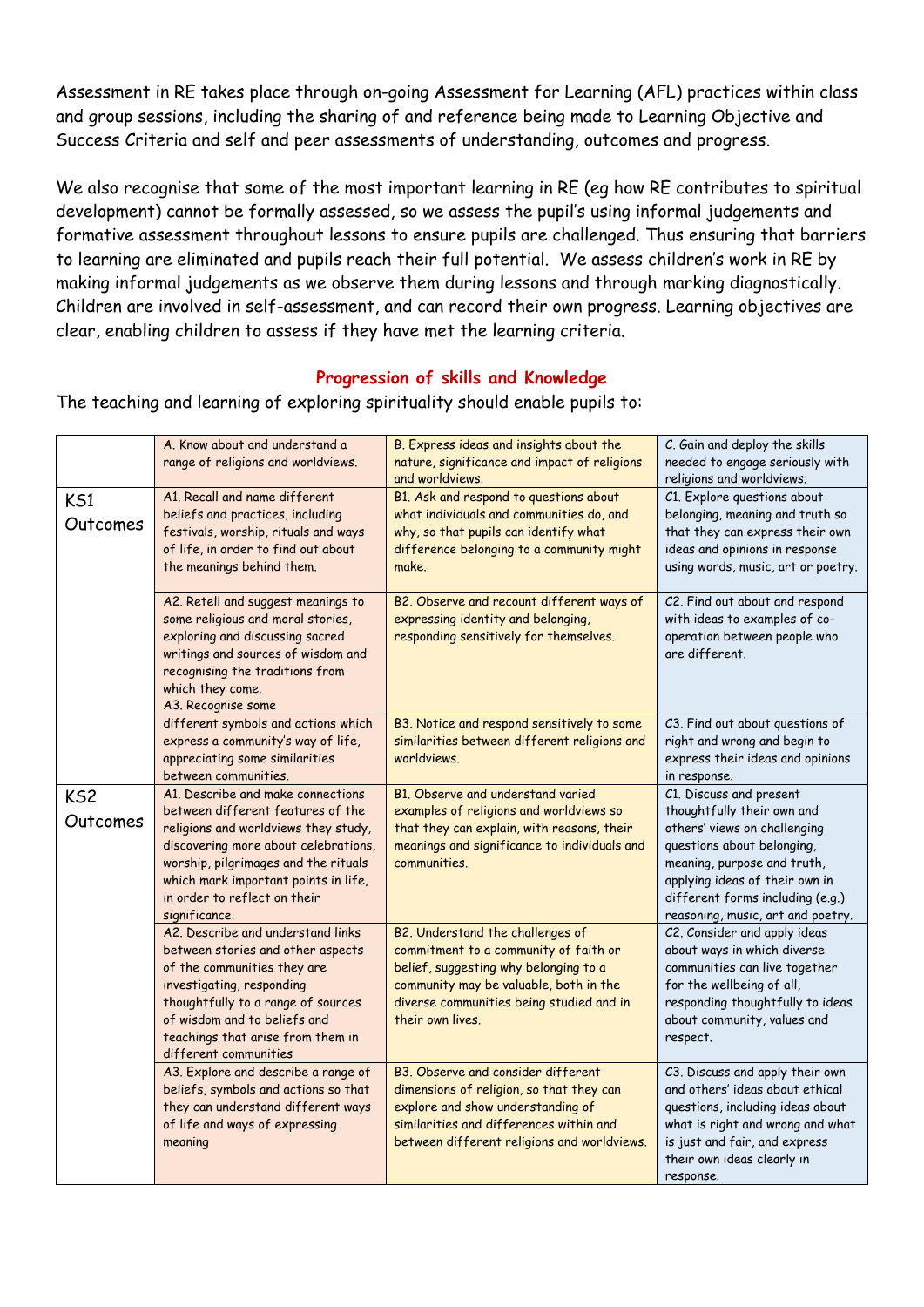Assessment in RE takes place through on-going Assessment for Learning (AFL) practices within class and group sessions, including the sharing of and reference being made to Learning Objective and Success Criteria and self and peer assessments of understanding, outcomes and progress.

We also recognise that some of the most important learning in RE (eg how RE contributes to spiritual development) cannot be formally assessed, so we assess the pupil's using informal judgements and formative assessment throughout lessons to ensure pupils are challenged. Thus ensuring that barriers to learning are eliminated and pupils reach their full potential. We assess children's work in RE by making informal judgements as we observe them during lessons and through marking diagnostically. Children are involved in self-assessment, and can record their own progress. Learning objectives are clear, enabling children to assess if they have met the learning criteria.

## Progression of skills and Knowledge

The teaching and learning of exploring spirituality should enable pupils to:

| | A. Know about and understand a range of religions and worldviews. | B. Express ideas and insights about the nature, significance and impact of religions and worldviews. | C. Gain and deploy the skills needed to engage seriously with religions and worldviews. |
|---|---|---|---|
| KS1 Outcomes | A1. Recall and name different beliefs and practices, including festivals, worship, rituals and ways of life, in order to find out about the meanings behind them. | B1. Ask and respond to questions about what individuals and communities do, and why, so that pupils can identify what difference belonging to a community might make. | C1. Explore questions about belonging, meaning and truth so that they can express their own ideas and opinions in response using words, music, art or poetry. |
| | A2. Retell and suggest meanings to some religious and moral stories, exploring and discussing sacred writings and sources of wisdom and recognising the traditions from which they come. | B2. Observe and recount different ways of expressing identity and belonging, responding sensitively for themselves. | C2. Find out about and respond with ideas to examples of co-operation between people who are different. |
| | A3. Recognise some different symbols and actions which express a community's way of life, appreciating some similarities between communities. | B3. Notice and respond sensitively to some similarities between different religions and worldviews. | C3. Find out about questions of right and wrong and begin to express their ideas and opinions in response. |
| KS2 Outcomes | A1. Describe and make connections between different features of the religions and worldviews they study, discovering more about celebrations, worship, pilgrimages and the rituals which mark important points in life, in order to reflect on their significance. | B1. Observe and understand varied examples of religions and worldviews so that they can explain, with reasons, their meanings and significance to individuals and communities. | C1. Discuss and present thoughtfully their own and others' views on challenging questions about belonging, meaning, purpose and truth, applying ideas of their own in different forms including (e.g.) reasoning, music, art and poetry. |
| | A2. Describe and understand links between stories and other aspects of the communities they are investigating, responding thoughtfully to a range of sources of wisdom and to beliefs and teachings that arise from them in different communities | B2. Understand the challenges of commitment to a community of faith or belief, suggesting why belonging to a community may be valuable, both in the diverse communities being studied and in their own lives. | C2. Consider and apply ideas about ways in which diverse communities can live together for the wellbeing of all, responding thoughtfully to ideas about community, values and respect. |
| | A3. Explore and describe a range of beliefs, symbols and actions so that they can understand different ways of life and ways of expressing meaning | B3. Observe and consider different dimensions of religion, so that they can explore and show understanding of similarities and differences within and between different religions and worldviews. | C3. Discuss and apply their own and others' ideas about ethical questions, including ideas about what is right and wrong and what is just and fair, and express their own ideas clearly in response. |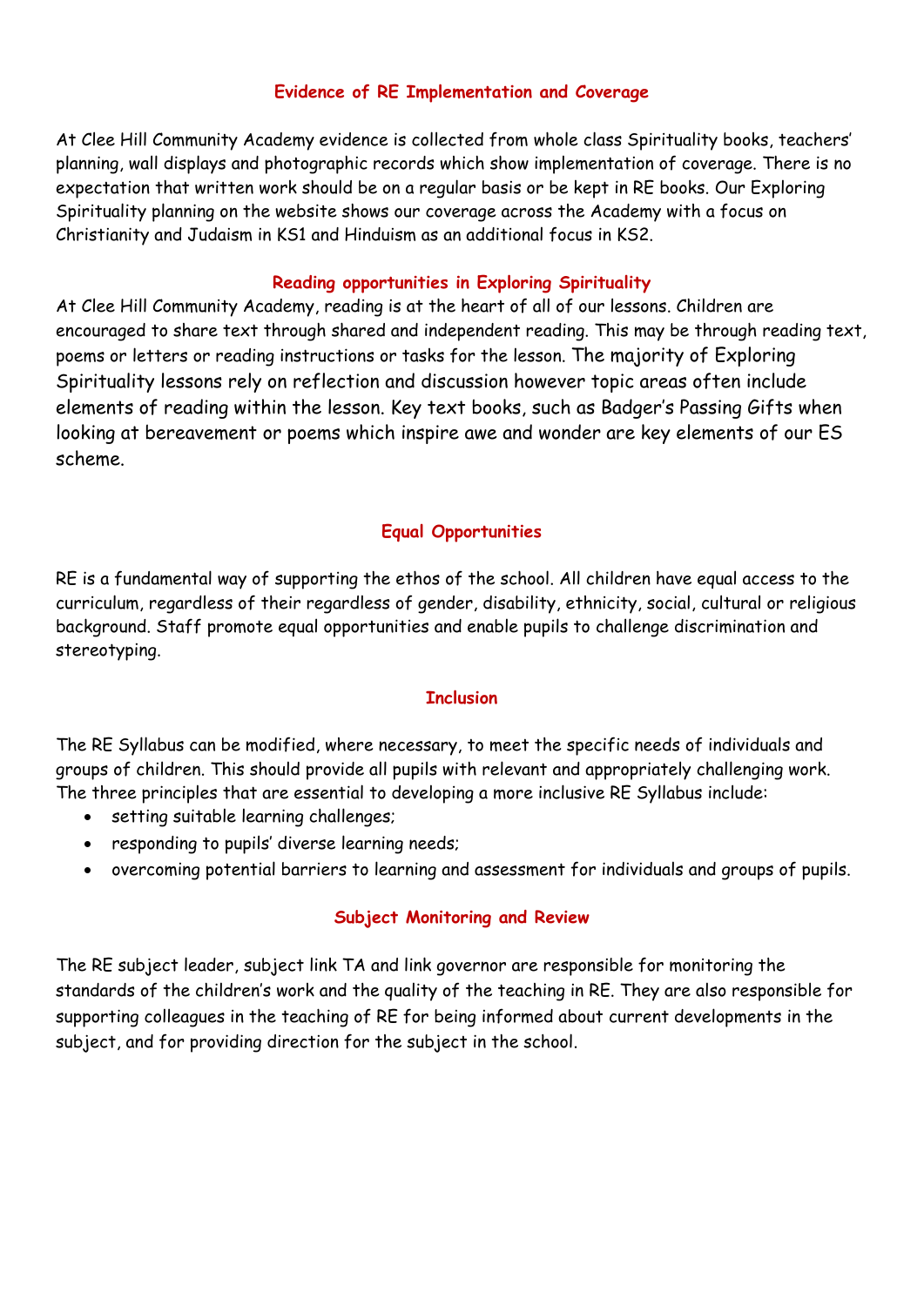## Evidence of RE Implementation and Coverage

At Clee Hill Community Academy evidence is collected from whole class Spirituality books, teachers' planning, wall displays and photographic records which show implementation of coverage. There is no expectation that written work should be on a regular basis or be kept in RE books. Our Exploring Spirituality planning on the website shows our coverage across the Academy with a focus on Christianity and Judaism in KS1 and Hinduism as an additional focus in KS2.

## Reading opportunities in Exploring Spirituality

At Clee Hill Community Academy, reading is at the heart of all of our lessons. Children are encouraged to share text through shared and independent reading. This may be through reading text, poems or letters or reading instructions or tasks for the lesson. The majority of Exploring Spirituality lessons rely on reflection and discussion however topic areas often include elements of reading within the lesson. Key text books, such as Badger's Passing Gifts when looking at bereavement or poems which inspire awe and wonder are key elements of our ES scheme.

## Equal Opportunities

RE is a fundamental way of supporting the ethos of the school. All children have equal access to the curriculum, regardless of their regardless of gender, disability, ethnicity, social, cultural or religious background. Staff promote equal opportunities and enable pupils to challenge discrimination and stereotyping.

## Inclusion

The RE Syllabus can be modified, where necessary, to meet the specific needs of individuals and groups of children. This should provide all pupils with relevant and appropriately challenging work. The three principles that are essential to developing a more inclusive RE Syllabus include:

- setting suitable learning challenges;
- responding to pupils' diverse learning needs;
- overcoming potential barriers to learning and assessment for individuals and groups of pupils.

## Subject Monitoring and Review

The RE subject leader, subject link TA and link governor are responsible for monitoring the standards of the children's work and the quality of the teaching in RE. They are also responsible for supporting colleagues in the teaching of RE for being informed about current developments in the subject, and for providing direction for the subject in the school.